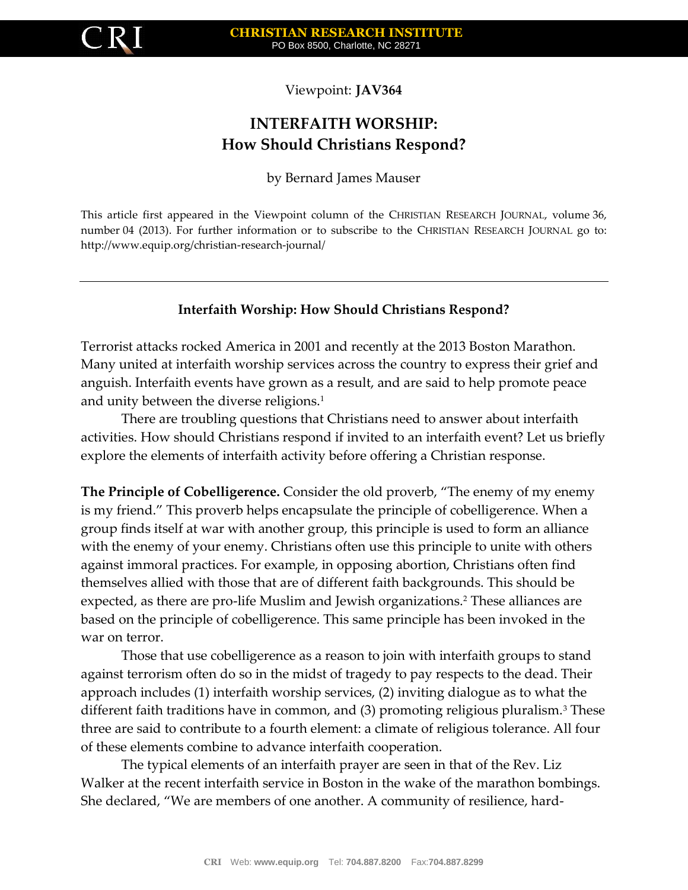Viewpoint: **JAV364**

# INTERFAITH WORSHIP: How Should Christians Respond?

by Bernard James Mauser

This article first appeared in the Viewpoint column of the CHRISTIAN RESEARCH JOURNAL, volume 36, number 04 (2013). For further information or to subscribe to the CHRISTIAN RESEARCH JOURNAL go to: http://www.equip.org/christian-research-journal/

---

## Interfaith Worship: How Should Christians Respond?

Terrorist attacks rocked America in 2001 and recently at the 2013 Boston Marathon. Many united at interfaith worship services across the country to express their grief and anguish. Interfaith events have grown as a result, and are said to help promote peace and unity between the diverse religions.[1]

There are troubling questions that Christians need to answer about interfaith activities. How should Christians respond if invited to an interfaith event? Let us briefly explore the elements of interfaith activity before offering a Christian response.

**The Principle of Cobelligerence.** Consider the old proverb, "The enemy of my enemy is my friend." This proverb helps encapsulate the principle of cobelligerence. When a group finds itself at war with another group, this principle is used to form an alliance with the enemy of your enemy. Christians often use this principle to unite with others against immoral practices. For example, in opposing abortion, Christians often find themselves allied with those that are of different faith backgrounds. This should be expected, as there are pro-life Muslim and Jewish organizations.[2] These alliances are based on the principle of cobelligerence. This same principle has been invoked in the war on terror.

Those that use cobelligerence as a reason to join with interfaith groups to stand against terrorism often do so in the midst of tragedy to pay respects to the dead. Their approach includes (1) interfaith worship services, (2) inviting dialogue as to what the different faith traditions have in common, and (3) promoting religious pluralism.[3] These three are said to contribute to a fourth element: a climate of religious tolerance. All four of these elements combine to advance interfaith cooperation.

The typical elements of an interfaith prayer are seen in that of the Rev. Liz Walker at the recent interfaith service in Boston in the wake of the marathon bombings. She declared, "We are members of one another. A community of resilience, hard-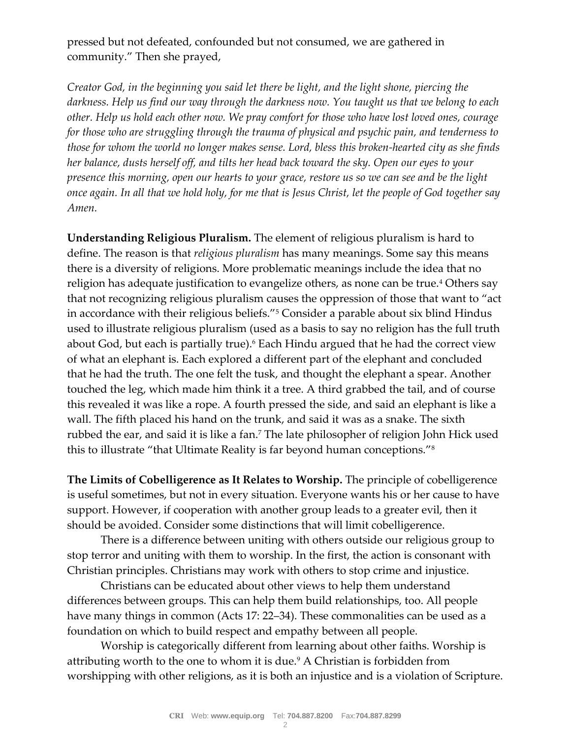pressed but not defeated, confounded but not consumed, we are gathered in community." Then she prayed,

*Creator God, in the beginning you said let there be light, and the light shone, piercing the darkness. Help us find our way through the darkness now. You taught us that we belong to each other. Help us hold each other now. We pray comfort for those who have lost loved ones, courage for those who are struggling through the trauma of physical and psychic pain, and tenderness to those for whom the world no longer makes sense. Lord, bless this broken-hearted city as she finds her balance, dusts herself off, and tilts her head back toward the sky. Open our eyes to your presence this morning, open our hearts to your grace, restore us so we can see and be the light once again. In all that we hold holy, for me that is Jesus Christ, let the people of God together say Amen.*

**Understanding Religious Pluralism.** The element of religious pluralism is hard to define. The reason is that *religious pluralism* has many meanings. Some say this means there is a diversity of religions. More problematic meanings include the idea that no religion has adequate justification to evangelize others, as none can be true.[4] Others say that not recognizing religious pluralism causes the oppression of those that want to "act in accordance with their religious beliefs."[5] Consider a parable about six blind Hindus used to illustrate religious pluralism (used as a basis to say no religion has the full truth about God, but each is partially true).[6] Each Hindu argued that he had the correct view of what an elephant is. Each explored a different part of the elephant and concluded that he had the truth. The one felt the tusk, and thought the elephant a spear. Another touched the leg, which made him think it a tree. A third grabbed the tail, and of course this revealed it was like a rope. A fourth pressed the side, and said an elephant is like a wall. The fifth placed his hand on the trunk, and said it was as a snake. The sixth rubbed the ear, and said it is like a fan.[7] The late philosopher of religion John Hick used this to illustrate "that Ultimate Reality is far beyond human conceptions."[8]

**The Limits of Cobelligerence as It Relates to Worship.** The principle of cobelligerence is useful sometimes, but not in every situation. Everyone wants his or her cause to have support. However, if cooperation with another group leads to a greater evil, then it should be avoided. Consider some distinctions that will limit cobelligerence.

There is a difference between uniting with others outside our religious group to stop terror and uniting with them to worship. In the first, the action is consonant with Christian principles. Christians may work with others to stop crime and injustice.

Christians can be educated about other views to help them understand differences between groups. This can help them build relationships, too. All people have many things in common (Acts 17: 22–34). These commonalities can be used as a foundation on which to build respect and empathy between all people.

Worship is categorically different from learning about other faiths. Worship is attributing worth to the one to whom it is due.[9] A Christian is forbidden from worshipping with other religions, as it is both an injustice and is a violation of Scripture.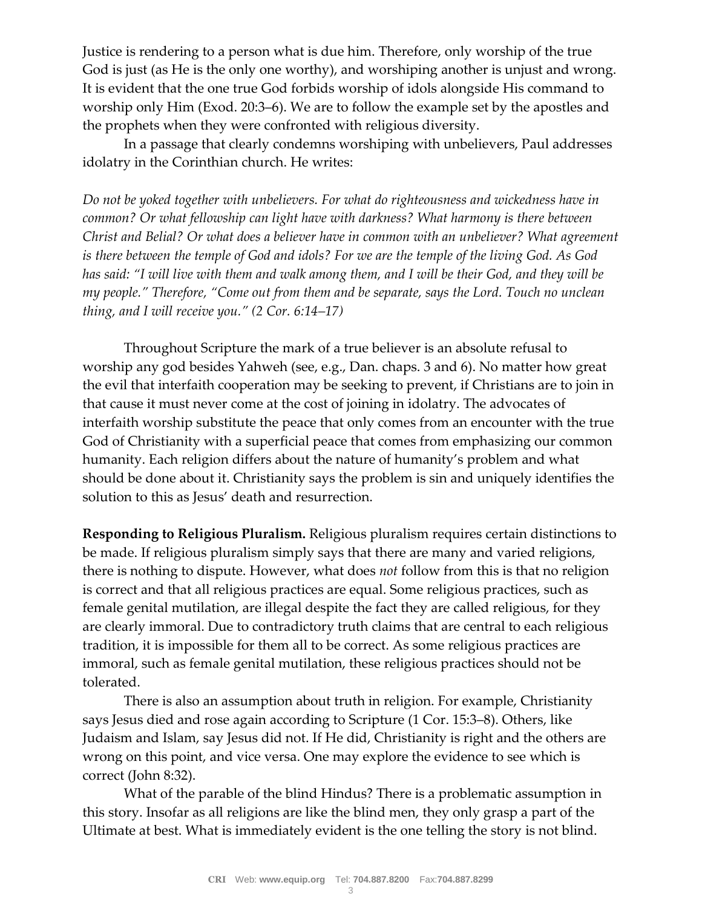Justice is rendering to a person what is due him. Therefore, only worship of the true God is just (as He is the only one worthy), and worshiping another is unjust and wrong. It is evident that the one true God forbids worship of idols alongside His command to worship only Him (Exod. 20:3–6). We are to follow the example set by the apostles and the prophets when they were confronted with religious diversity.

In a passage that clearly condemns worshiping with unbelievers, Paul addresses idolatry in the Corinthian church. He writes:

*Do not be yoked together with unbelievers. For what do righteousness and wickedness have in common? Or what fellowship can light have with darkness? What harmony is there between Christ and Belial? Or what does a believer have in common with an unbeliever? What agreement is there between the temple of God and idols? For we are the temple of the living God. As God has said: "I will live with them and walk among them, and I will be their God, and they will be my people." Therefore, "Come out from them and be separate, says the Lord. Touch no unclean thing, and I will receive you." (2 Cor. 6:14–17)*

Throughout Scripture the mark of a true believer is an absolute refusal to worship any god besides Yahweh (see, e.g., Dan. chaps. 3 and 6). No matter how great the evil that interfaith cooperation may be seeking to prevent, if Christians are to join in that cause it must never come at the cost of joining in idolatry. The advocates of interfaith worship substitute the peace that only comes from an encounter with the true God of Christianity with a superficial peace that comes from emphasizing our common humanity. Each religion differs about the nature of humanity's problem and what should be done about it. Christianity says the problem is sin and uniquely identifies the solution to this as Jesus' death and resurrection.

**Responding to Religious Pluralism.** Religious pluralism requires certain distinctions to be made. If religious pluralism simply says that there are many and varied religions, there is nothing to dispute. However, what does *not* follow from this is that no religion is correct and that all religious practices are equal. Some religious practices, such as female genital mutilation, are illegal despite the fact they are called religious, for they are clearly immoral. Due to contradictory truth claims that are central to each religious tradition, it is impossible for them all to be correct. As some religious practices are immoral, such as female genital mutilation, these religious practices should not be tolerated.

There is also an assumption about truth in religion. For example, Christianity says Jesus died and rose again according to Scripture (1 Cor. 15:3–8). Others, like Judaism and Islam, say Jesus did not. If He did, Christianity is right and the others are wrong on this point, and vice versa. One may explore the evidence to see which is correct (John 8:32).

What of the parable of the blind Hindus? There is a problematic assumption in this story. Insofar as all religions are like the blind men, they only grasp a part of the Ultimate at best. What is immediately evident is the one telling the story is not blind.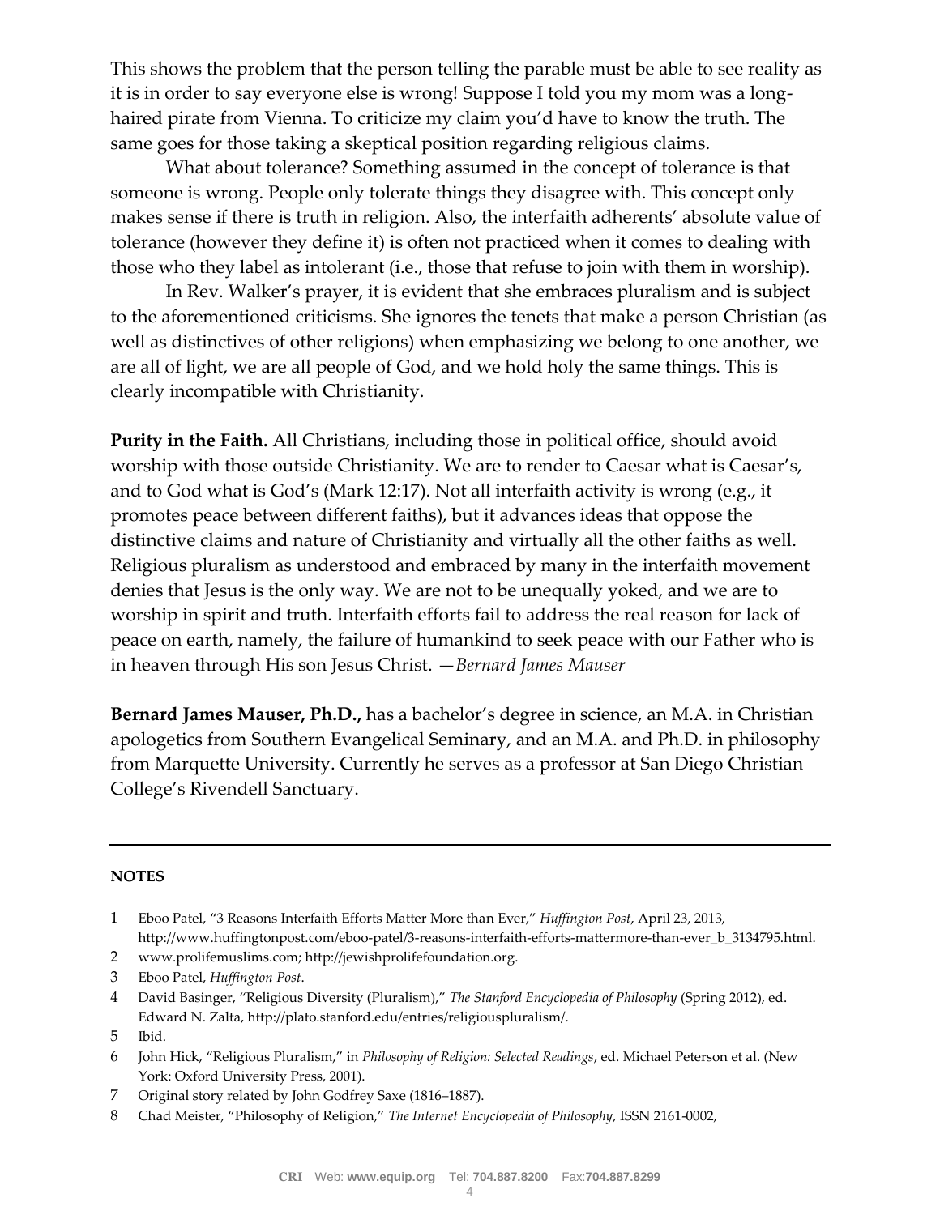This shows the problem that the person telling the parable must be able to see reality as it is in order to say everyone else is wrong! Suppose I told you my mom was a long-haired pirate from Vienna. To criticize my claim you'd have to know the truth. The same goes for those taking a skeptical position regarding religious claims.

What about tolerance? Something assumed in the concept of tolerance is that someone is wrong. People only tolerate things they disagree with. This concept only makes sense if there is truth in religion. Also, the interfaith adherents' absolute value of tolerance (however they define it) is often not practiced when it comes to dealing with those who they label as intolerant (i.e., those that refuse to join with them in worship).

In Rev. Walker's prayer, it is evident that she embraces pluralism and is subject to the aforementioned criticisms. She ignores the tenets that make a person Christian (as well as distinctives of other religions) when emphasizing we belong to one another, we are all of light, we are all people of God, and we hold holy the same things. This is clearly incompatible with Christianity.

**Purity in the Faith.** All Christians, including those in political office, should avoid worship with those outside Christianity. We are to render to Caesar what is Caesar's, and to God what is God's (Mark 12:17). Not all interfaith activity is wrong (e.g., it promotes peace between different faiths), but it advances ideas that oppose the distinctive claims and nature of Christianity and virtually all the other faiths as well. Religious pluralism as understood and embraced by many in the interfaith movement denies that Jesus is the only way. We are not to be unequally yoked, and we are to worship in spirit and truth. Interfaith efforts fail to address the real reason for lack of peace on earth, namely, the failure of humankind to seek peace with our Father who is in heaven through His son Jesus Christ. *—Bernard James Mauser*

**Bernard James Mauser, Ph.D.,** has a bachelor's degree in science, an M.A. in Christian apologetics from Southern Evangelical Seminary, and an M.A. and Ph.D. in philosophy from Marquette University. Currently he serves as a professor at San Diego Christian College's Rivendell Sanctuary.

---

**NOTES**

1. Eboo Patel, "3 Reasons Interfaith Efforts Matter More than Ever," *Huffington Post*, April 23, 2013, http://www.huffingtonpost.com/eboo-patel/3-reasons-interfaith-efforts-mattermore-than-ever_b_3134795.html.
2. www.prolifemuslims.com; http://jewishprolifefoundation.org.
3. Eboo Patel, *Huffington Post*.
4. David Basinger, "Religious Diversity (Pluralism)," *The Stanford Encyclopedia of Philosophy* (Spring 2012), ed. Edward N. Zalta, http://plato.stanford.edu/entries/religiouspluralism/.
5. Ibid.
6. John Hick, "Religious Pluralism," in *Philosophy of Religion: Selected Readings*, ed. Michael Peterson et al. (New York: Oxford University Press, 2001).
7. Original story related by John Godfrey Saxe (1816–1887).
8. Chad Meister, "Philosophy of Religion," *The Internet Encyclopedia of Philosophy*, ISSN 2161-0002,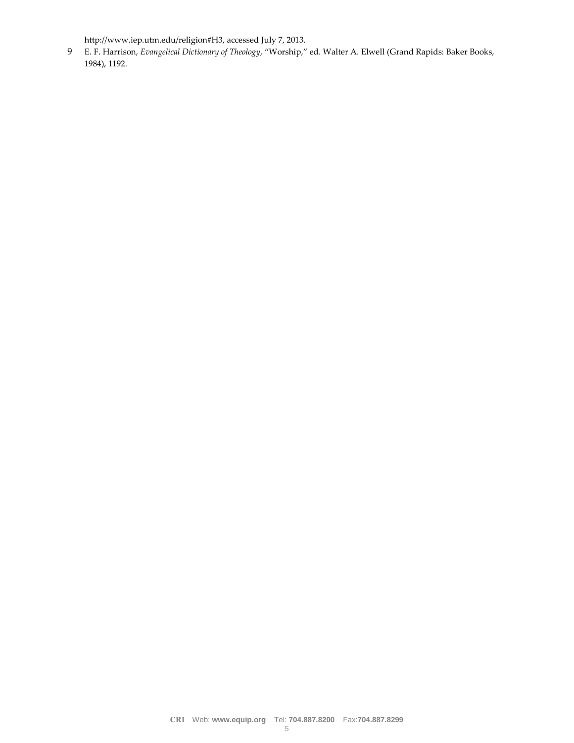http://www.iep.utm.edu/religion#H3, accessed July 7, 2013.

9 E. F. Harrison, *Evangelical Dictionary of Theology*, "Worship," ed. Walter A. Elwell (Grand Rapids: Baker Books, 1984), 1192.